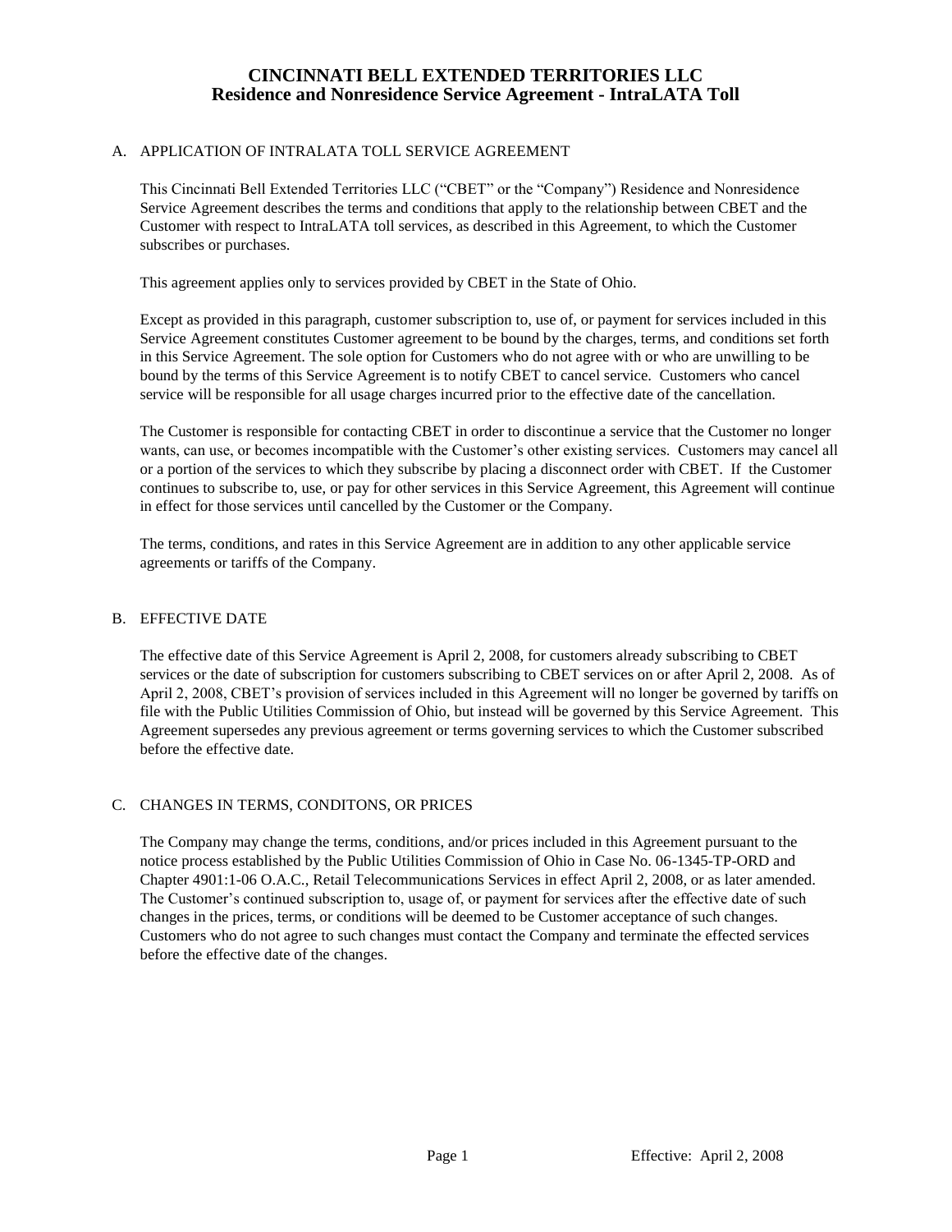# CINCINNATI BELL EXTENDED TERRITORIES LLC
## Residence and Nonresidence Service Agreement - IntraLATA Toll

A. APPLICATION OF INTRALATA TOLL SERVICE AGREEMENT

This Cincinnati Bell Extended Territories LLC ("CBET" or the "Company") Residence and Nonresidence Service Agreement describes the terms and conditions that apply to the relationship between CBET and the Customer with respect to IntraLATA toll services, as described in this Agreement, to which the Customer subscribes or purchases.

This agreement applies only to services provided by CBET in the State of Ohio.

Except as provided in this paragraph, customer subscription to, use of, or payment for services included in this Service Agreement constitutes Customer agreement to be bound by the charges, terms, and conditions set forth in this Service Agreement. The sole option for Customers who do not agree with or who are unwilling to be bound by the terms of this Service Agreement is to notify CBET to cancel service. Customers who cancel service will be responsible for all usage charges incurred prior to the effective date of the cancellation.

The Customer is responsible for contacting CBET in order to discontinue a service that the Customer no longer wants, can use, or becomes incompatible with the Customer's other existing services. Customers may cancel all or a portion of the services to which they subscribe by placing a disconnect order with CBET. If the Customer continues to subscribe to, use, or pay for other services in this Service Agreement, this Agreement will continue in effect for those services until cancelled by the Customer or the Company.

The terms, conditions, and rates in this Service Agreement are in addition to any other applicable service agreements or tariffs of the Company.

B. EFFECTIVE DATE

The effective date of this Service Agreement is April 2, 2008, for customers already subscribing to CBET services or the date of subscription for customers subscribing to CBET services on or after April 2, 2008. As of April 2, 2008, CBET's provision of services included in this Agreement will no longer be governed by tariffs on file with the Public Utilities Commission of Ohio, but instead will be governed by this Service Agreement. This Agreement supersedes any previous agreement or terms governing services to which the Customer subscribed before the effective date.

C. CHANGES IN TERMS, CONDITONS, OR PRICES

The Company may change the terms, conditions, and/or prices included in this Agreement pursuant to the notice process established by the Public Utilities Commission of Ohio in Case No. 06-1345-TP-ORD and Chapter 4901:1-06 O.A.C., Retail Telecommunications Services in effect April 2, 2008, or as later amended. The Customer's continued subscription to, usage of, or payment for services after the effective date of such changes in the prices, terms, or conditions will be deemed to be Customer acceptance of such changes. Customers who do not agree to such changes must contact the Company and terminate the effected services before the effective date of the changes.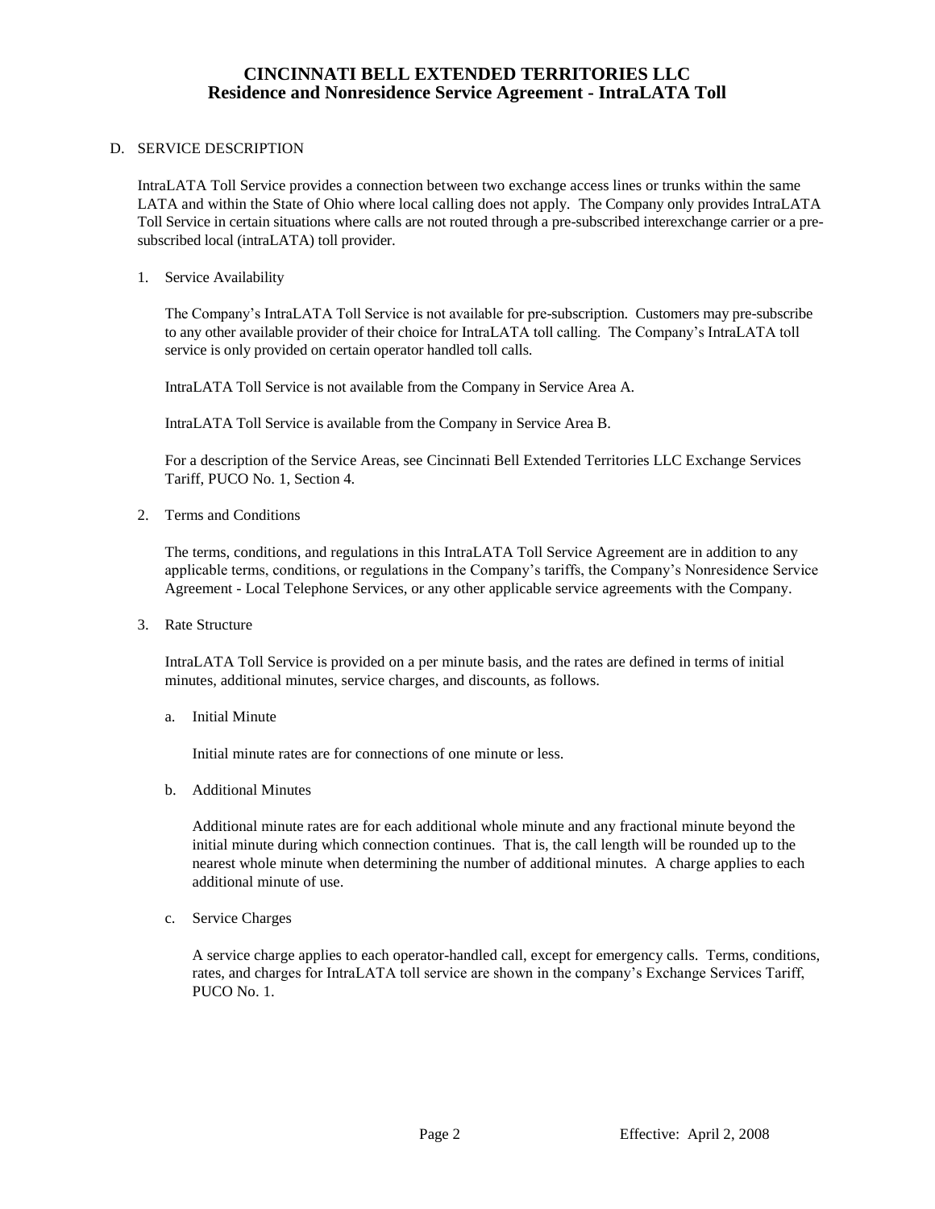# CINCINNATI BELL EXTENDED TERRITORIES LLC
## Residence and Nonresidence Service Agreement - IntraLATA Toll

D. SERVICE DESCRIPTION

IntraLATA Toll Service provides a connection between two exchange access lines or trunks within the same LATA and within the State of Ohio where local calling does not apply. The Company only provides IntraLATA Toll Service in certain situations where calls are not routed through a pre-subscribed interexchange carrier or a pre-subscribed local (intraLATA) toll provider.

1. Service Availability

   The Company's IntraLATA Toll Service is not available for pre-subscription. Customers may pre-subscribe to any other available provider of their choice for IntraLATA toll calling. The Company's IntraLATA toll service is only provided on certain operator handled toll calls.

   IntraLATA Toll Service is not available from the Company in Service Area A.

   IntraLATA Toll Service is available from the Company in Service Area B.

   For a description of the Service Areas, see Cincinnati Bell Extended Territories LLC Exchange Services Tariff, PUCO No. 1, Section 4.

2. Terms and Conditions

   The terms, conditions, and regulations in this IntraLATA Toll Service Agreement are in addition to any applicable terms, conditions, or regulations in the Company's tariffs, the Company's Nonresidence Service Agreement - Local Telephone Services, or any other applicable service agreements with the Company.

3. Rate Structure

   IntraLATA Toll Service is provided on a per minute basis, and the rates are defined in terms of initial minutes, additional minutes, service charges, and discounts, as follows.

   a. Initial Minute

      Initial minute rates are for connections of one minute or less.

   b. Additional Minutes

      Additional minute rates are for each additional whole minute and any fractional minute beyond the initial minute during which connection continues. That is, the call length will be rounded up to the nearest whole minute when determining the number of additional minutes. A charge applies to each additional minute of use.

   c. Service Charges

      A service charge applies to each operator-handled call, except for emergency calls. Terms, conditions, rates, and charges for IntraLATA toll service are shown in the company's Exchange Services Tariff, PUCO No. 1.

Effective: April 2, 2008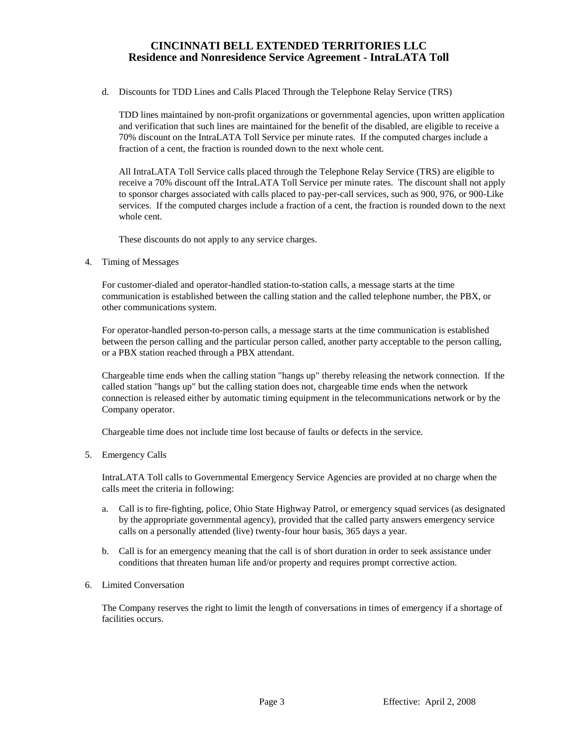d. Discounts for TDD Lines and Calls Placed Through the Telephone Relay Service (TRS)

   TDD lines maintained by non-profit organizations or governmental agencies, upon written application and verification that such lines are maintained for the benefit of the disabled, are eligible to receive a 70% discount on the IntraLATA Toll Service per minute rates. If the computed charges include a fraction of a cent, the fraction is rounded down to the next whole cent.

   All IntraLATA Toll Service calls placed through the Telephone Relay Service (TRS) are eligible to receive a 70% discount off the IntraLATA Toll Service per minute rates. The discount shall not apply to sponsor charges associated with calls placed to pay-per-call services, such as 900, 976, or 900-Like services. If the computed charges include a fraction of a cent, the fraction is rounded down to the next whole cent.

   These discounts do not apply to any service charges.

4. Timing of Messages

   For customer-dialed and operator-handled station-to-station calls, a message starts at the time communication is established between the calling station and the called telephone number, the PBX, or other communications system.

   For operator-handled person-to-person calls, a message starts at the time communication is established between the person calling and the particular person called, another party acceptable to the person calling, or a PBX station reached through a PBX attendant.

   Chargeable time ends when the calling station "hangs up" thereby releasing the network connection. If the called station "hangs up" but the calling station does not, chargeable time ends when the network connection is released either by automatic timing equipment in the telecommunications network or by the Company operator.

   Chargeable time does not include time lost because of faults or defects in the service.

5. Emergency Calls

   IntraLATA Toll calls to Governmental Emergency Service Agencies are provided at no charge when the calls meet the criteria in following:

   a. Call is to fire-fighting, police, Ohio State Highway Patrol, or emergency squad services (as designated by the appropriate governmental agency), provided that the called party answers emergency service calls on a personally attended (live) twenty-four hour basis, 365 days a year.

   b. Call is for an emergency meaning that the call is of short duration in order to seek assistance under conditions that threaten human life and/or property and requires prompt corrective action.

6. Limited Conversation

   The Company reserves the right to limit the length of conversations in times of emergency if a shortage of facilities occurs.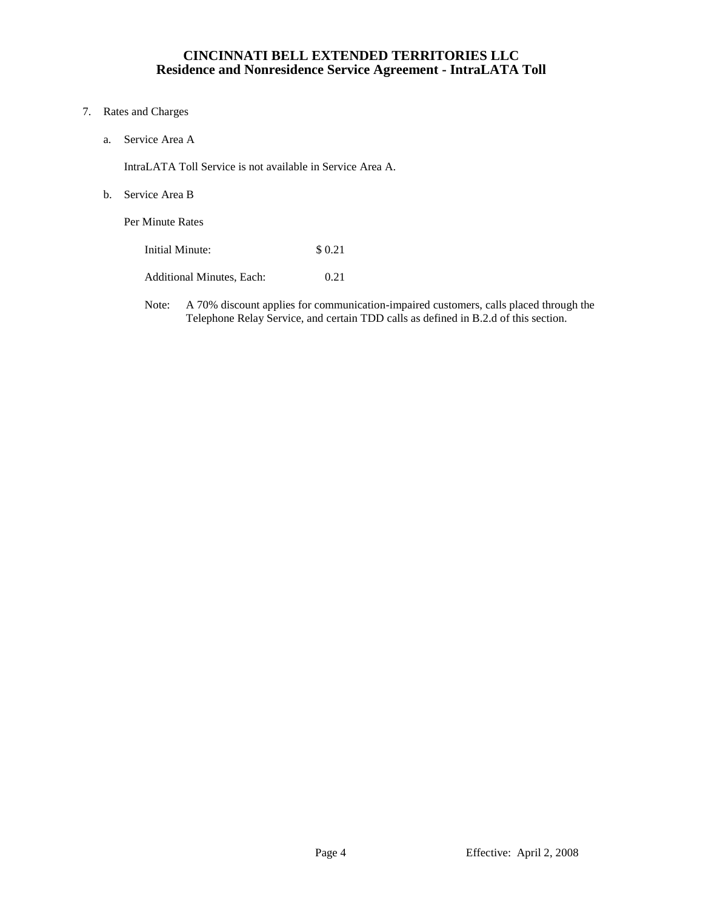7. Rates and Charges

   a. Service Area A

      IntraLATA Toll Service is not available in Service Area A.

   b. Service Area B

      Per Minute Rates

| | |
|---|---|
| Initial Minute: | $ 0.21 |
| Additional Minutes, Each: | 0.21 |

      Note: A 70% discount applies for communication-impaired customers, calls placed through the Telephone Relay Service, and certain TDD calls as defined in B.2.d of this section.

Effective: April 2, 2008